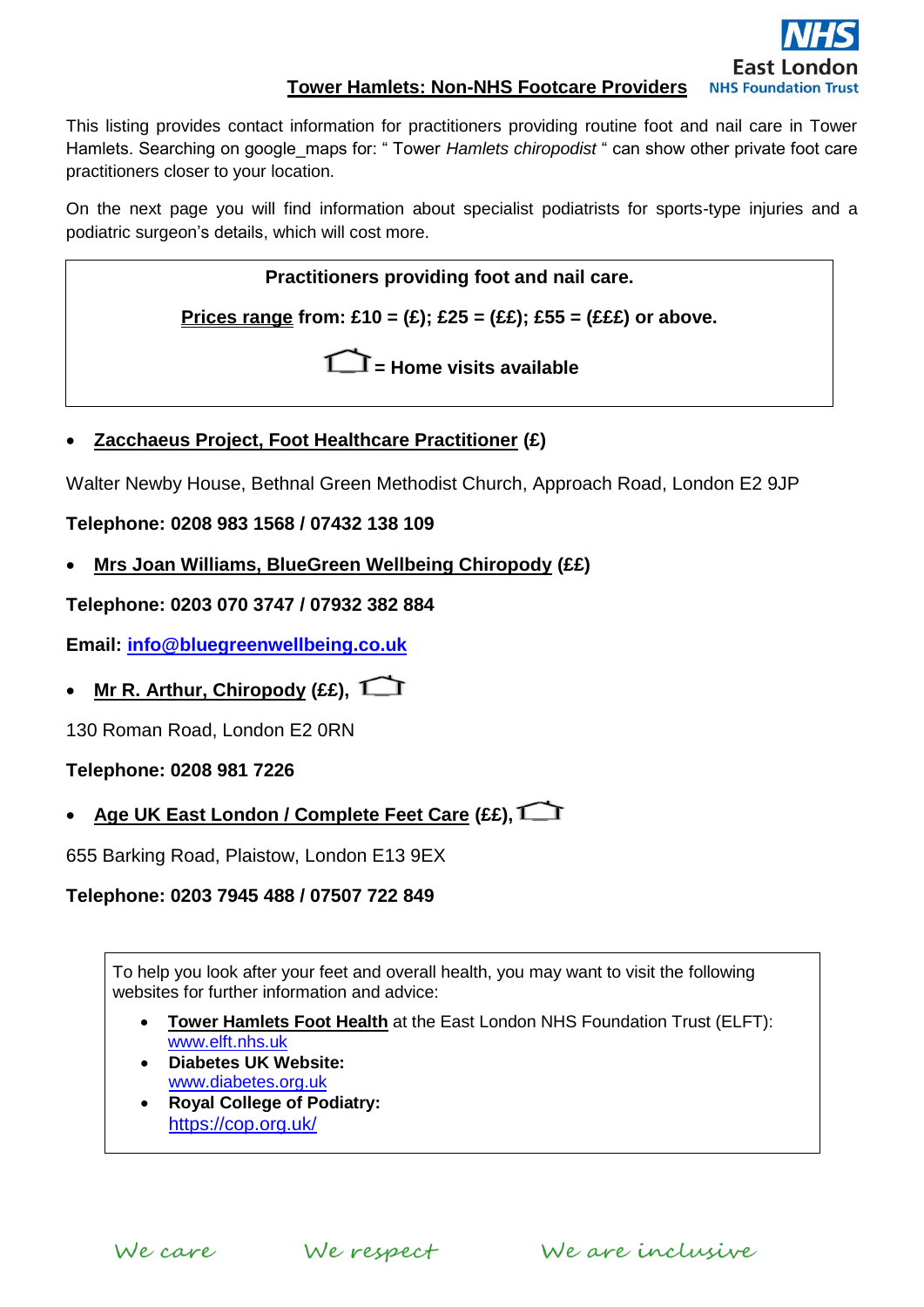# Tower Hamlets: Non-NHS Footcare Providers

This listing provides contact information for practitioners providing routine foot and nail care in Tower Hamlets. Searching on google_maps for: " Tower *Hamlets chiropodist* " can show other private foot care practitioners closer to your location.

On the next page you will find information about specialist podiatrists for sports-type injuries and a podiatric surgeon's details, which will cost more.

**Practitioners providing foot and nail care.**

**Prices range from: £10 = (£); £25 = (££); £55 = (£££) or above.**

**⌂ = Home visits available**

- **Zacchaeus Project, Foot Healthcare Practitioner (£)**

Walter Newby House, Bethnal Green Methodist Church, Approach Road, London E2 9JP

**Telephone: 0208 983 1568 / 07432 138 109**

- **Mrs Joan Williams, BlueGreen Wellbeing Chiropody (££)**

**Telephone: 0203 070 3747 / 07932 382 884**

**Email: info@bluegreenwellbeing.co.uk**

- **Mr R. Arthur, Chiropody (££), ⌂**

130 Roman Road, London E2 0RN

**Telephone: 0208 981 7226**

- **Age UK East London / Complete Feet Care (££), ⌂**

655 Barking Road, Plaistow, London E13 9EX

**Telephone: 0203 7945 488 / 07507 722 849**

To help you look after your feet and overall health, you may want to visit the following websites for further information and advice:

- **Tower Hamlets Foot Health** at the East London NHS Foundation Trust (ELFT): www.elft.nhs.uk
- **Diabetes UK Website:** www.diabetes.org.uk
- **Royal College of Podiatry:** https://cop.org.uk/

We care We respect We are inclusive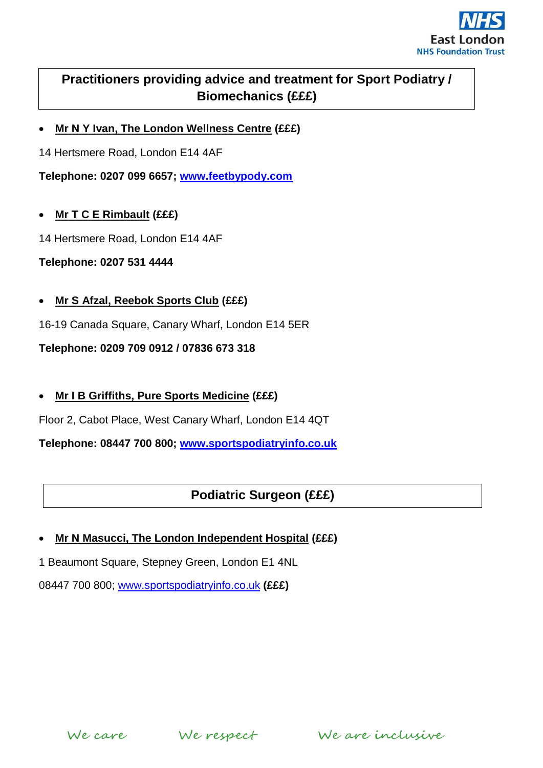## Practitioners providing advice and treatment for Sport Podiatry / Biomechanics (£££)

- **Mr N Y Ivan, The London Wellness Centre (£££)**

14 Hertsmere Road, London E14 4AF

**Telephone: 0207 099 6657; www.feetbypody.com**

- **Mr T C E Rimbault (£££)**

14 Hertsmere Road, London E14 4AF

**Telephone: 0207 531 4444**

- **Mr S Afzal, Reebok Sports Club (£££)**

16-19 Canada Square, Canary Wharf, London E14 5ER

**Telephone: 0209 709 0912 / 07836 673 318**

- **Mr I B Griffiths, Pure Sports Medicine (£££)**

Floor 2, Cabot Place, West Canary Wharf, London E14 4QT

**Telephone: 08447 700 800; www.sportspodiatryinfo.co.uk**

## Podiatric Surgeon (£££)

- **Mr N Masucci, The London Independent Hospital (£££)**

1 Beaumont Square, Stepney Green, London E1 4NL

08447 700 800; www.sportspodiatryinfo.co.uk **(£££)**